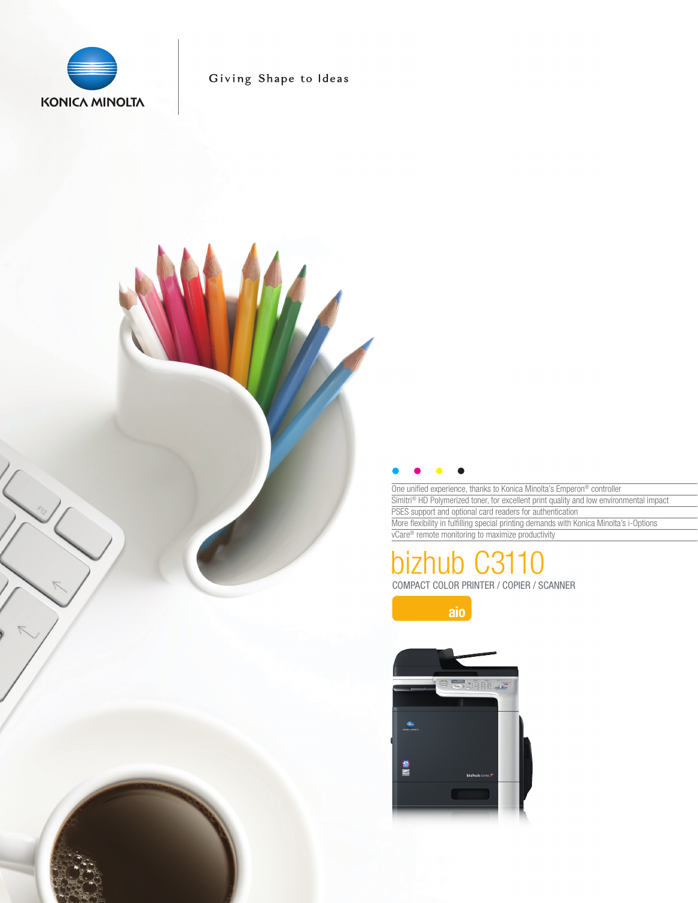KONICA MINOLTA

Giving Shape to Ideas

One unified experience, thanks to Konica Minolta's Emperon® controller

Simitri® HD Polymerized toner, for excellent print quality and low environmental impact

PSES support and optional card readers for authentication

More flexibility in fulfilling special printing demands with Konica Minolta's i-Options

vCare® remote monitoring to maximize productivity

# bizhub C3110

COMPACT COLOR PRINTER / COPIER / SCANNER

aio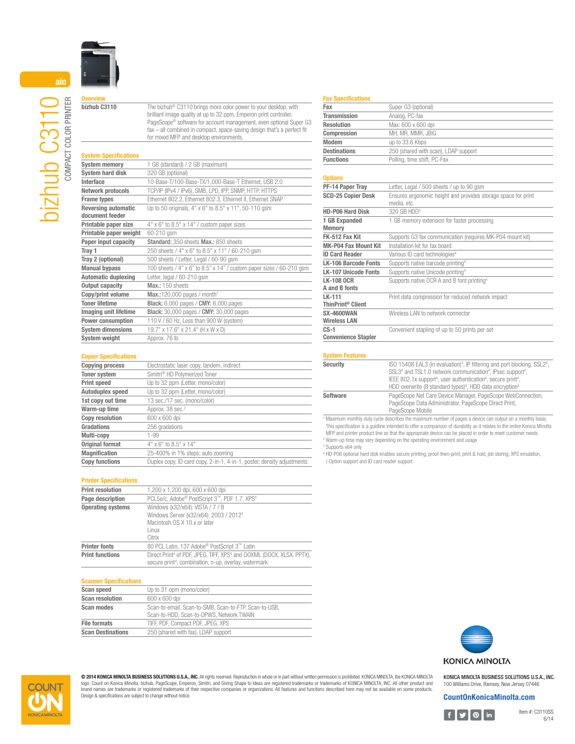# bizhub C3110

COMPACT COLOR PRINTER

aio

## Overview

| | |
|---|---|
| **bizhub C3110** | The bizhub® C3110 brings more color power to your desktop, with brilliant image quality at up to 32 ppm, Emperon print controller, PageScope® software for account management, even optional Super G3 fax – all combined in compact, space-saving design that's a perfect fit for mixed MFP and desktop environments. |

## System Specifications

| | |
|---|---|
| **System memory** | 1 GB (standard) / 2 GB (maximum) |
| **System hard disk** | 320 GB (optional) |
| **Interface** | 10-Base-T/100-Base-TX/1,000-Base-T Ethernet, USB 2.0 |
| **Network protocols** | TCP/IP (IPv4 / IPv6), SMB, LPD, IPP, SNMP, HTTP, HTTPS |
| **Frame types** | Ethernet 802.2, Ethernet 802.3, Ethernet II, Ethernet SNAP |
| **Reversing automatic document feeder** | Up to 50 originals, 4" x 6" to 8.5" x 11", 50-110 gsm |
| **Printable paper size** | 4" x 6" to 8.5" x 14" / custom paper sizes |
| **Printable paper weight** | 60-210 gsm |
| **Paper input capacity** | **Standard:** 350 sheets **Max.:** 850 sheets |
| **Tray 1** | 250 sheets / 4" x 6" to 8.5" x 11" / 60-210 gsm |
| **Tray 2 (optional)** | 500 sheets / Letter, Legal / 60-90 gsm |
| **Manual bypass** | 100 sheets / 4" x 6" to 8.5" x 14" / custom paper sizes / 60-210 gsm |
| **Automatic duplexing** | Letter, legal / 60-210 gsm |
| **Output capacity** | **Max.:** 150 sheets |
| **Copy/print volume** | **Max.:**120,000 pages / month[1] |
| **Toner lifetime** | **Black:** 6,000 pages / **CMY:** 6,000 pages |
| **Imaging unit lifetime** | **Black:** 30,000 pages / **CMY:** 30,000 pages |
| **Power consumption** | 110 V / 60 Hz, Less than 900 W (system) |
| **System dimensions** | 19.7" x 17.6" x 21.4" (H x W x D) |
| **System weight** | Approx. 76 lb |

## Copier Specifications

| | |
|---|---|
| **Copying process** | Electrostatic laser copy, tandem, indirect |
| **Toner system** | Simitri® HD Polymerized Toner |
| **Print speed** | Up to 32 ppm (Letter, mono/color) |
| **Autoduplex speed** | Up to 32 ppm (Letter, mono/color) |
| **1st copy out time** | 13 sec./17 sec. (mono/color) |
| **Warm-up time** | Approx. 38 sec.[2] |
| **Copy resolution** | 600 x 600 dpi |
| **Gradations** | 256 gradations |
| **Multi-copy** | 1-99 |
| **Original format** | 4" x 6" to 8.5" x 14" |
| **Magnification** | 25-400% in 1% steps; auto zooming |
| **Copy functions** | Duplex copy, ID card copy, 2-in-1, 4-in-1, poster, density adjustments |

## Printer Specifications

| | |
|---|---|
| **Print resolution** | 1,200 x 1,200 dpi, 600 x 600 dpi |
| **Page description** | PCL5e/c, Adobe® PostScript 3™, PDF 1.7, XPS[4] |
| **Operating systems** | Windows (x32/x64): VISTA / 7 / 8<br>Windows Server (x32/x64): 2003 / 2012[3]<br>Macintosh OS X 10.x or later<br>Linux<br>Citrix |
| **Printer fonts** | 80 PCL Latin, 137 Adobe® PostScript 3™ Latin |
| **Print functions** | Direct Print[4] of PDF, JPEG, TIFF, XPS[4] and OOXML (DOCX, XLSX, PPTX), secure print[4], combination, n-up, overlay, watermark |

## Scanner Specifications

| | |
|---|---|
| **Scan speed** | Up to 31 opm (mono/color) |
| **Scan resolution** | 600 x 600 dpi |
| **Scan modes** | Scan-to-email, Scan-to-SMB, Scan-to-FTP, Scan-to-USB, Scan-to-HDD, Scan-to-DPWS, Network TWAIN |
| **File formats** | TIFF, PDF, Compact PDF, JPEG, XPS |
| **Scan Destinations** | 250 (shared with fax), LDAP support |

## Fax Specifications

| | |
|---|---|
| **Fax** | Super G3 (optional) |
| **Transmission** | Analog, PC-fax |
| **Resolution** | Max: 600 x 600 dpi |
| **Compression** | MH, MR, MMR, JBIG |
| **Modem** | up to 33.6 Kbps |
| **Destinations** | 250 (shared with scan), LDAP support |
| **Functions** | Polling, time shift, PC-Fax |

## Options

| | |
|---|---|
| **PF-14 Paper Tray** | Letter, Legal / 500 sheets / up to 90 gsm |
| **SCD-25 Copier Desk** | Ensures ergonomic height and provides storage space for print media, etc. |
| **HD-P06 Hard Disk** | 320 GB HDD[4] |
| **1 GB Expanded Memory** | 1 GB memory extension for faster processing |
| **FK-512 Fax Kit** | Supports G3 fax communication (requires MK-P04 mount kit) |
| **MK-P04 Fax Mount Kit** | Installation kit for fax board |
| **ID Card Reader** | Various ID card technologies[4] |
| **LK-106 Barcode Fonts** | Supports native barcode printing[4] |
| **LK-107 Unicode Fonts** | Supports native Unicode printing[4] |
| **LK-108 OCR A and B fonts** | Supports native OCR A and B font printing[4] |
| **LK-111 ThinPrint® Client** | Print data compression for reduced network impact |
| **SX-4600WAN Wireless LAN** | Wireless LAN to network connector |
| **CS-1 Convenience Stapler** | Convenient stapling of up to 50 prints per set |

## System Features

| | |
|---|---|
| **Security** | ISO 15408 EAL3 (in evaluation)[4], IP filtering and port blocking, SSL2[4], SSL3[4] and TSL1.0 network communication[4], IPsec support[4], IEEE 802.1x support[4], user authentication[4], secure print[4], HDD overwrite (8 standard types)[4], HDD data encryption[4] |
| **Software** | PageScope Net Care Device Manager, PageScope WebConnection, PageScope Data Administrator, PageScope Direct Print, PageScope Mobile |

[1] Maximum monthly duty cycle describes the maximum number of pages a device can output on a monthly basis. This specification is a guideline intended to offer a comparison of durability as it relates to the entire Konica Minolta MFP and printer product line so that the appropriate device can be placed in order to meet customer needs

[2] Warm-up time may vary depending on the operating environment and usage

[3] Supports x64 only

[4] HD-P06 optional hard disk enables secure printing, proof-then-print, print & hold, job storing, XPS emulation, i-Option support and ID card reader support

KONICA MINOLTA

**© 2014 KONICA MINOLTA BUSINESS SOLUTIONS U.S.A., INC.** All rights reserved. Reproduction in whole or in part without written permission is prohibited. KONICA MINOLTA, the KONICA MINOLTA logo, Count on Konica Minolta, bizhub, PageScope, Emperon, Simitri, and Giving Shape to Ideas are registered trademarks or trademarks of KONICA MINOLTA, INC. All other product and brand names are trademarks or registered trademarks of their respective companies or organizations. All features and functions described here may not be available on some products. Design & specifications are subject to change without notice.

**KONICA MINOLTA BUSINESS SOLUTIONS U.S.A., INC.**
100 Williams Drive, Ramsey, New Jersey 07446

**CountOnKonicaMinolta.com**

Item #: C3110SS
6/14